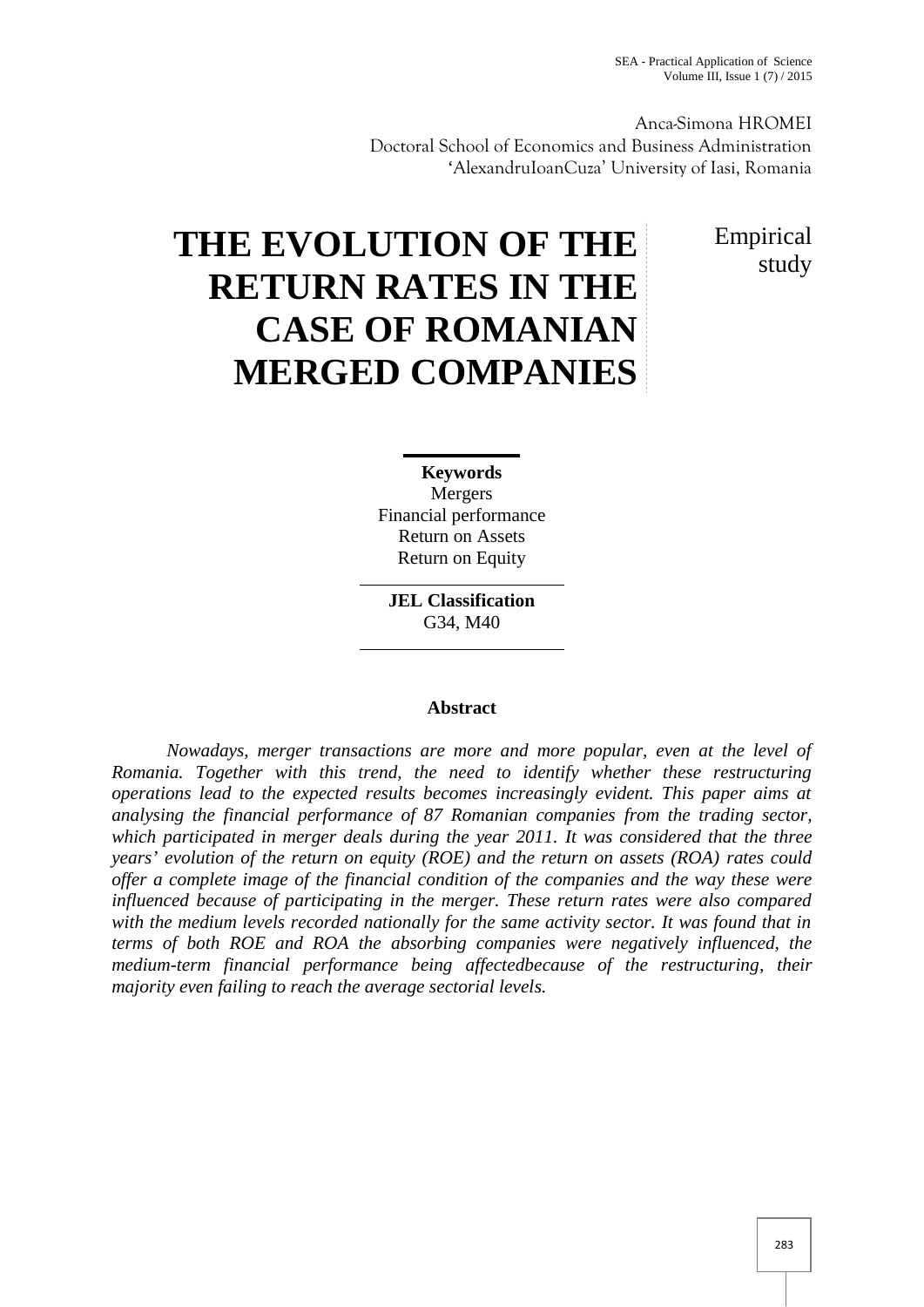Anca-Simona HROMEI
Doctoral School of Economics and Business Administration
'AlexandruIoanCuza' University of Iasi, Romania

# THE EVOLUTION OF THE RETURN RATES IN THE CASE OF ROMANIAN MERGED COMPANIES

Empirical study

**Keywords**
Mergers
Financial performance
Return on Assets
Return on Equity

**JEL Classification**
G34, M40

**Abstract**

*Nowadays, merger transactions are more and more popular, even at the level of Romania. Together with this trend, the need to identify whether these restructuring operations lead to the expected results becomes increasingly evident. This paper aims at analysing the financial performance of 87 Romanian companies from the trading sector, which participated in merger deals during the year 2011. It was considered that the three years' evolution of the return on equity (ROE) and the return on assets (ROA) rates could offer a complete image of the financial condition of the companies and the way these were influenced because of participating in the merger. These return rates were also compared with the medium levels recorded nationally for the same activity sector. It was found that in terms of both ROE and ROA the absorbing companies were negatively influenced, the medium-term financial performance being affectedbecause of the restructuring, their majority even failing to reach the average sectorial levels.*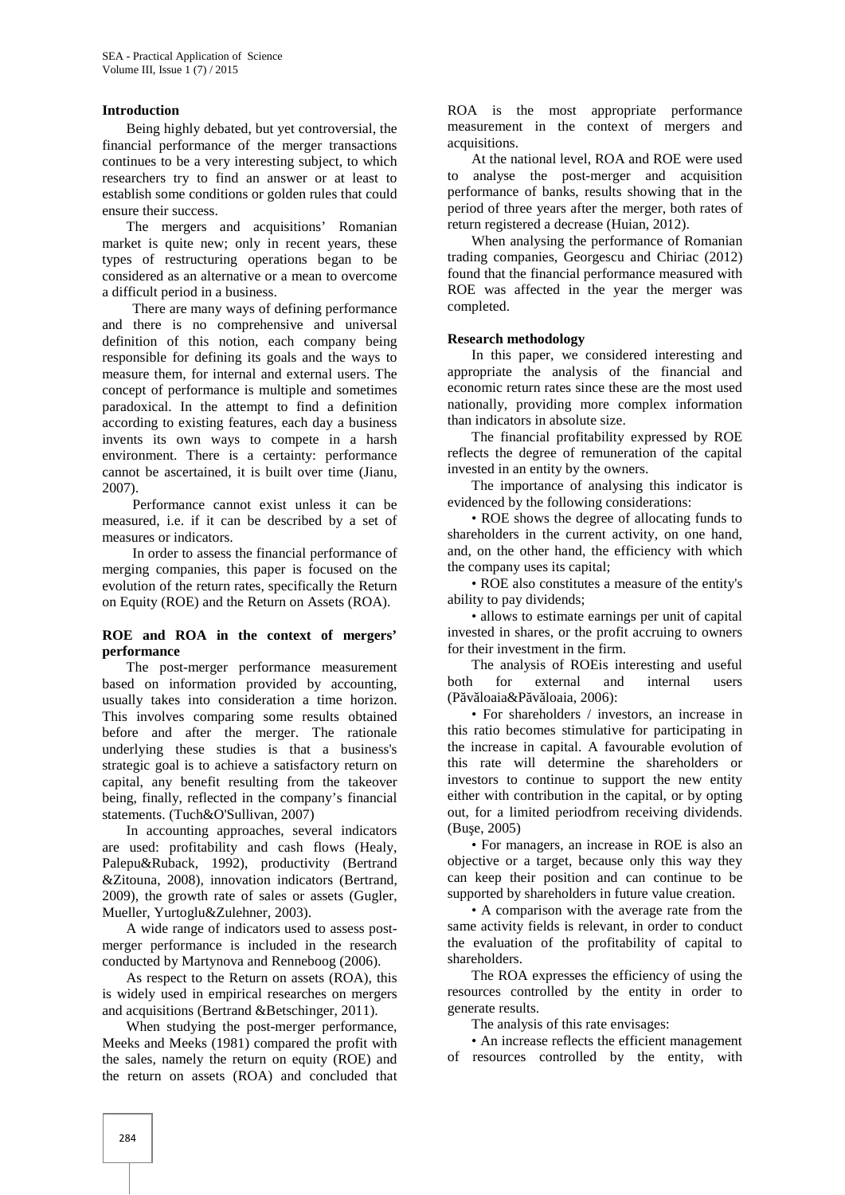## Introduction

Being highly debated, but yet controversial, the financial performance of the merger transactions continues to be a very interesting subject, to which researchers try to find an answer or at least to establish some conditions or golden rules that could ensure their success.

The mergers and acquisitions' Romanian market is quite new; only in recent years, these types of restructuring operations began to be considered as an alternative or a mean to overcome a difficult period in a business.

There are many ways of defining performance and there is no comprehensive and universal definition of this notion, each company being responsible for defining its goals and the ways to measure them, for internal and external users. The concept of performance is multiple and sometimes paradoxical. In the attempt to find a definition according to existing features, each day a business invents its own ways to compete in a harsh environment. There is a certainty: performance cannot be ascertained, it is built over time (Jianu, 2007).

Performance cannot exist unless it can be measured, i.e. if it can be described by a set of measures or indicators.

In order to assess the financial performance of merging companies, this paper is focused on the evolution of the return rates, specifically the Return on Equity (ROE) and the Return on Assets (ROA).

## ROE and ROA in the context of mergers' performance

The post-merger performance measurement based on information provided by accounting, usually takes into consideration a time horizon. This involves comparing some results obtained before and after the merger. The rationale underlying these studies is that a business's strategic goal is to achieve a satisfactory return on capital, any benefit resulting from the takeover being, finally, reflected in the company's financial statements. (Tuch&O'Sullivan, 2007)

In accounting approaches, several indicators are used: profitability and cash flows (Healy, Palepu&Ruback, 1992), productivity (Bertrand &Zitouna, 2008), innovation indicators (Bertrand, 2009), the growth rate of sales or assets (Gugler, Mueller, Yurtoglu&Zulehner, 2003).

A wide range of indicators used to assess post-merger performance is included in the research conducted by Martynova and Renneboog (2006).

As respect to the Return on assets (ROA), this is widely used in empirical researches on mergers and acquisitions (Bertrand &Betschinger, 2011).

When studying the post-merger performance, Meeks and Meeks (1981) compared the profit with the sales, namely the return on equity (ROE) and the return on assets (ROA) and concluded that ROA is the most appropriate performance measurement in the context of mergers and acquisitions.

At the national level, ROA and ROE were used to analyse the post-merger and acquisition performance of banks, results showing that in the period of three years after the merger, both rates of return registered a decrease (Huian, 2012).

When analysing the performance of Romanian trading companies, Georgescu and Chiriac (2012) found that the financial performance measured with ROE was affected in the year the merger was completed.

## Research methodology

In this paper, we considered interesting and appropriate the analysis of the financial and economic return rates since these are the most used nationally, providing more complex information than indicators in absolute size.

The financial profitability expressed by ROE reflects the degree of remuneration of the capital invested in an entity by the owners.

The importance of analysing this indicator is evidenced by the following considerations:

- ROE shows the degree of allocating funds to shareholders in the current activity, on one hand, and, on the other hand, the efficiency with which the company uses its capital;
- ROE also constitutes a measure of the entity's ability to pay dividends;
- allows to estimate earnings per unit of capital invested in shares, or the profit accruing to owners for their investment in the firm.

The analysis of ROEis interesting and useful both for external and internal users (Păvăloaia&Păvăloaia, 2006):

- For shareholders / investors, an increase in this ratio becomes stimulative for participating in the increase in capital. A favourable evolution of this rate will determine the shareholders or investors to continue to support the new entity either with contribution in the capital, or by opting out, for a limited periodfrom receiving dividends. (Buşe, 2005)
- For managers, an increase in ROE is also an objective or a target, because only this way they can keep their position and can continue to be supported by shareholders in future value creation.
- A comparison with the average rate from the same activity fields is relevant, in order to conduct the evaluation of the profitability of capital to shareholders.

The ROA expresses the efficiency of using the resources controlled by the entity in order to generate results.

The analysis of this rate envisages:

- An increase reflects the efficient management of resources controlled by the entity, with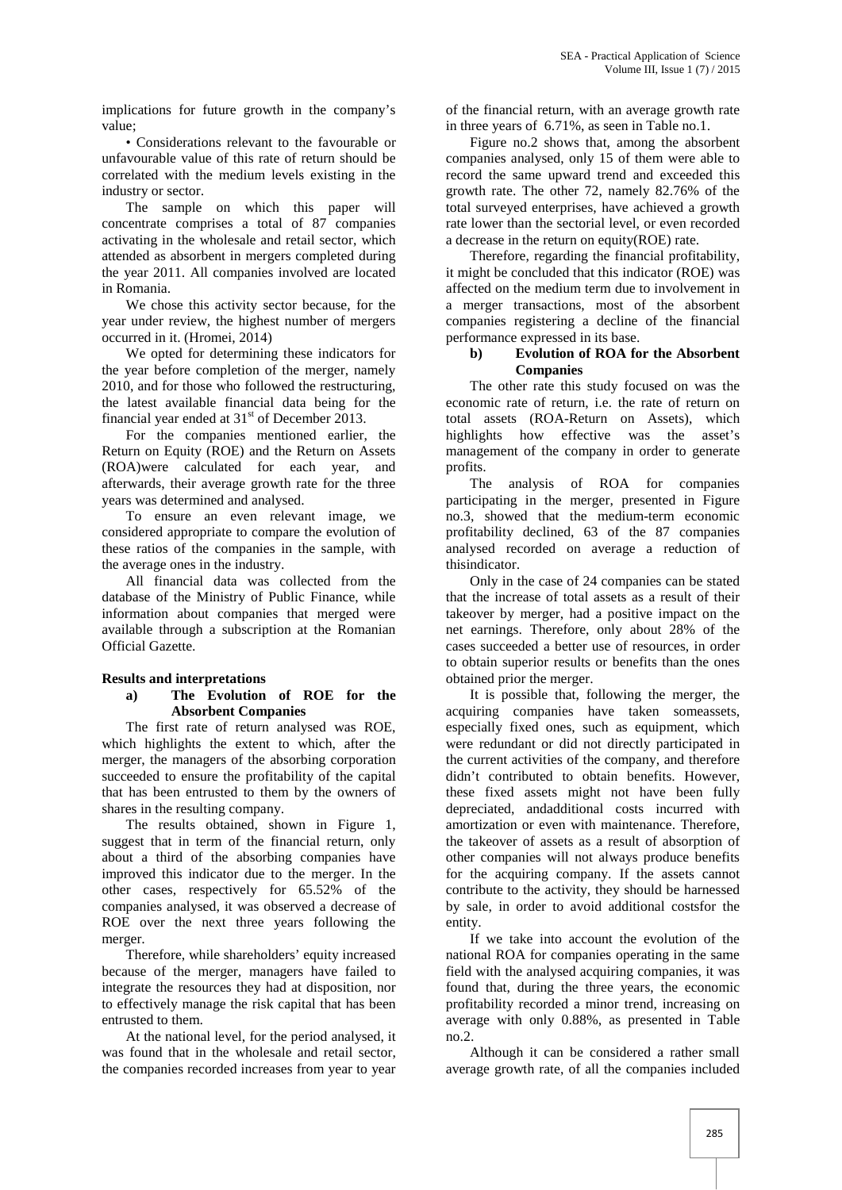implications for future growth in the company's value;

• Considerations relevant to the favourable or unfavourable value of this rate of return should be correlated with the medium levels existing in the industry or sector.

The sample on which this paper will concentrate comprises a total of 87 companies activating in the wholesale and retail sector, which attended as absorbent in mergers completed during the year 2011. All companies involved are located in Romania.

We chose this activity sector because, for the year under review, the highest number of mergers occurred in it. (Hromei, 2014)

We opted for determining these indicators for the year before completion of the merger, namely 2010, and for those who followed the restructuring, the latest available financial data being for the financial year ended at 31st of December 2013.

For the companies mentioned earlier, the Return on Equity (ROE) and the Return on Assets (ROA)were calculated for each year, and afterwards, their average growth rate for the three years was determined and analysed.

To ensure an even relevant image, we considered appropriate to compare the evolution of these ratios of the companies in the sample, with the average ones in the industry.

All financial data was collected from the database of the Ministry of Public Finance, while information about companies that merged were available through a subscription at the Romanian Official Gazette.

## Results and interpretations

### a) The Evolution of ROE for the Absorbent Companies

The first rate of return analysed was ROE, which highlights the extent to which, after the merger, the managers of the absorbing corporation succeeded to ensure the profitability of the capital that has been entrusted to them by the owners of shares in the resulting company.

The results obtained, shown in Figure 1, suggest that in term of the financial return, only about a third of the absorbing companies have improved this indicator due to the merger. In the other cases, respectively for 65.52% of the companies analysed, it was observed a decrease of ROE over the next three years following the merger.

Therefore, while shareholders' equity increased because of the merger, managers have failed to integrate the resources they had at disposition, nor to effectively manage the risk capital that has been entrusted to them.

At the national level, for the period analysed, it was found that in the wholesale and retail sector, the companies recorded increases from year to year of the financial return, with an average growth rate in three years of 6.71%, as seen in Table no.1.

Figure no.2 shows that, among the absorbent companies analysed, only 15 of them were able to record the same upward trend and exceeded this growth rate. The other 72, namely 82.76% of the total surveyed enterprises, have achieved a growth rate lower than the sectorial level, or even recorded a decrease in the return on equity(ROE) rate.

Therefore, regarding the financial profitability, it might be concluded that this indicator (ROE) was affected on the medium term due to involvement in a merger transactions, most of the absorbent companies registering a decline of the financial performance expressed in its base.

### b) Evolution of ROA for the Absorbent Companies

The other rate this study focused on was the economic rate of return, i.e. the rate of return on total assets (ROA-Return on Assets), which highlights how effective was the asset's management of the company in order to generate profits.

The analysis of ROA for companies participating in the merger, presented in Figure no.3, showed that the medium-term economic profitability declined, 63 of the 87 companies analysed recorded on average a reduction of thisindicator.

Only in the case of 24 companies can be stated that the increase of total assets as a result of their takeover by merger, had a positive impact on the net earnings. Therefore, only about 28% of the cases succeeded a better use of resources, in order to obtain superior results or benefits than the ones obtained prior the merger.

It is possible that, following the merger, the acquiring companies have taken someassets, especially fixed ones, such as equipment, which were redundant or did not directly participated in the current activities of the company, and therefore didn't contributed to obtain benefits. However, these fixed assets might not have been fully depreciated, andadditional costs incurred with amortization or even with maintenance. Therefore, the takeover of assets as a result of absorption of other companies will not always produce benefits for the acquiring company. If the assets cannot contribute to the activity, they should be harnessed by sale, in order to avoid additional costsfor the entity.

If we take into account the evolution of the national ROA for companies operating in the same field with the analysed acquiring companies, it was found that, during the three years, the economic profitability recorded a minor trend, increasing on average with only 0.88%, as presented in Table no.2.

Although it can be considered a rather small average growth rate, of all the companies included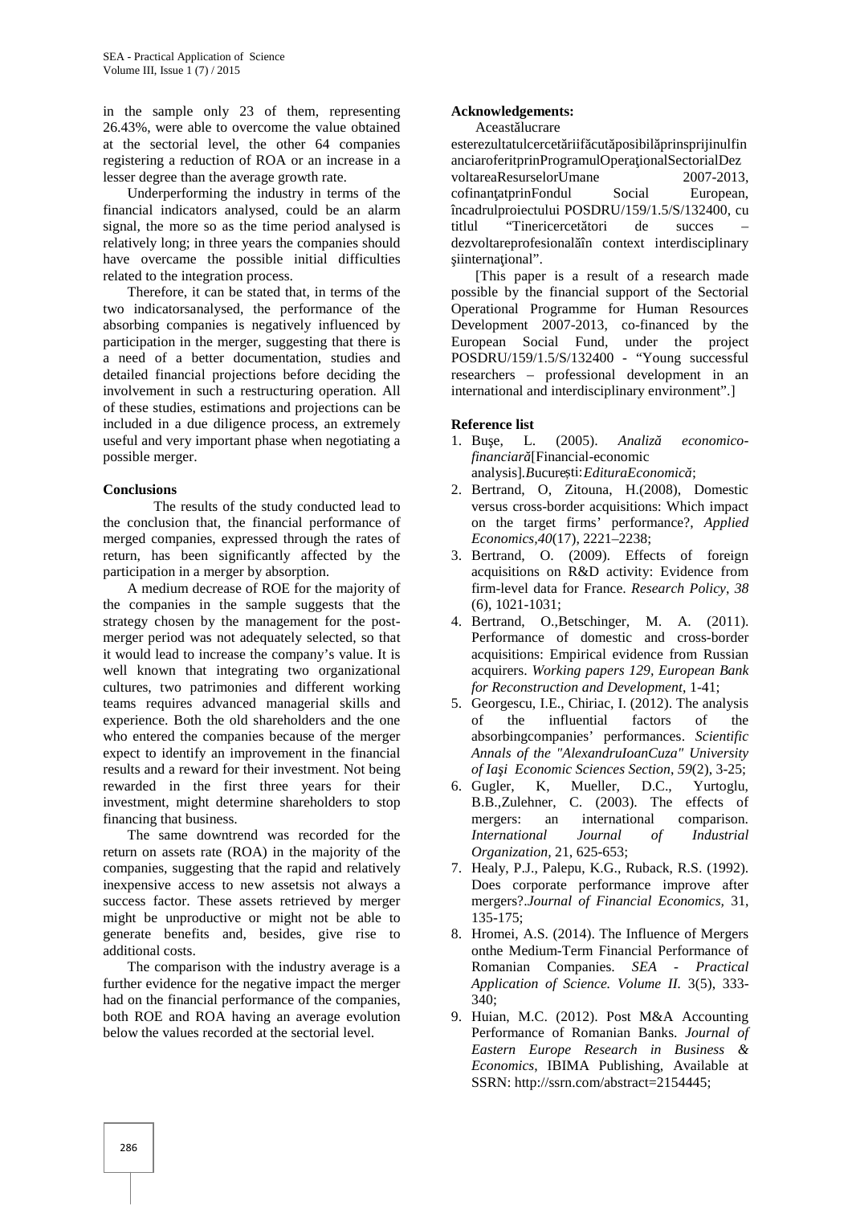in the sample only 23 of them, representing 26.43%, were able to overcome the value obtained at the sectorial level, the other 64 companies registering a reduction of ROA or an increase in a lesser degree than the average growth rate.

Underperforming the industry in terms of the financial indicators analysed, could be an alarm signal, the more so as the time period analysed is relatively long; in three years the companies should have overcame the possible initial difficulties related to the integration process.

Therefore, it can be stated that, in terms of the two indicatorsanalysed, the performance of the absorbing companies is negatively influenced by participation in the merger, suggesting that there is a need of a better documentation, studies and detailed financial projections before deciding the involvement in such a restructuring operation. All of these studies, estimations and projections can be included in a due diligence process, an extremely useful and very important phase when negotiating a possible merger.

**Conclusions**

The results of the study conducted lead to the conclusion that, the financial performance of merged companies, expressed through the rates of return, has been significantly affected by the participation in a merger by absorption.

A medium decrease of ROE for the majority of the companies in the sample suggests that the strategy chosen by the management for the post-merger period was not adequately selected, so that it would lead to increase the company's value. It is well known that integrating two organizational cultures, two patrimonies and different working teams requires advanced managerial skills and experience. Both the old shareholders and the one who entered the companies because of the merger expect to identify an improvement in the financial results and a reward for their investment. Not being rewarded in the first three years for their investment, might determine shareholders to stop financing that business.

The same downtrend was recorded for the return on assets rate (ROA) in the majority of the companies, suggesting that the rapid and relatively inexpensive access to new assetsis not always a success factor. These assets retrieved by merger might be unproductive or might not be able to generate benefits and, besides, give rise to additional costs.

The comparison with the industry average is a further evidence for the negative impact the merger had on the financial performance of the companies, both ROE and ROA having an average evolution below the values recorded at the sectorial level.

**Acknowledgements:**

Aceastălucrare esterezultatulcercetăriifăcutăposibilăprinsprijinulfinanciaroferitprinProgramulOperaţionalSectorialDezvoltareaResurselorUmane 2007-2013, cofinanţatprinFondul Social European, încadrulproiectului POSDRU/159/1.5/S/132400, cu titlul "Tinericercetători de succes – dezvoltareprofesionalăîn context interdisciplinary şiinternaţional".

[This paper is a result of a research made possible by the financial support of the Sectorial Operational Programme for Human Resources Development 2007-2013, co-financed by the European Social Fund, under the project POSDRU/159/1.5/S/132400 - "Young successful researchers – professional development in an international and interdisciplinary environment".]

**Reference list**

1. Buşe, L. (2005). *Analiză economico-financiară*[Financial-economic analysis].*B*ucureşti:*EdituraEconomică*;
2. Bertrand, O, Zitouna, H.(2008), Domestic versus cross-border acquisitions: Which impact on the target firms' performance?, *Applied Economics,40*(17), 2221–2238;
3. Bertrand, O. (2009). Effects of foreign acquisitions on R&D activity: Evidence from firm-level data for France. *Research Policy, 38* (6), 1021-1031;
4. Bertrand, O.,Betschinger, M. A. (2011). Performance of domestic and cross-border acquisitions: Empirical evidence from Russian acquirers. *Working papers 129, European Bank for Reconstruction and Development*, 1-41;
5. Georgescu, I.E., Chiriac, I. (2012). The analysis of the influential factors of the absorbingcompanies' performances. *Scientific Annals of the "AlexandruIoanCuza" University of Iaşi Economic Sciences Section*, *59*(2), 3-25;
6. Gugler, K, Mueller, D.C., Yurtoglu, B.B.,Zulehner, C. (2003). The effects of mergers: an international comparison. *International Journal of Industrial Organization*, 21, 625-653;
7. Healy, P.J., Palepu, K.G., Ruback, R.S. (1992). Does corporate performance improve after mergers?.*Journal of Financial Economics,* 31, 135-175;
8. Hromei, A.S. (2014). The Influence of Mergers onthe Medium-Term Financial Performance of Romanian Companies. *SEA - Practical Application of Science. Volume II.* 3(5), 333-340;
9. Huian, M.C. (2012). Post M&A Accounting Performance of Romanian Banks. *Journal of Eastern Europe Research in Business & Economics*, IBIMA Publishing, Available at SSRN: http://ssrn.com/abstract=2154445;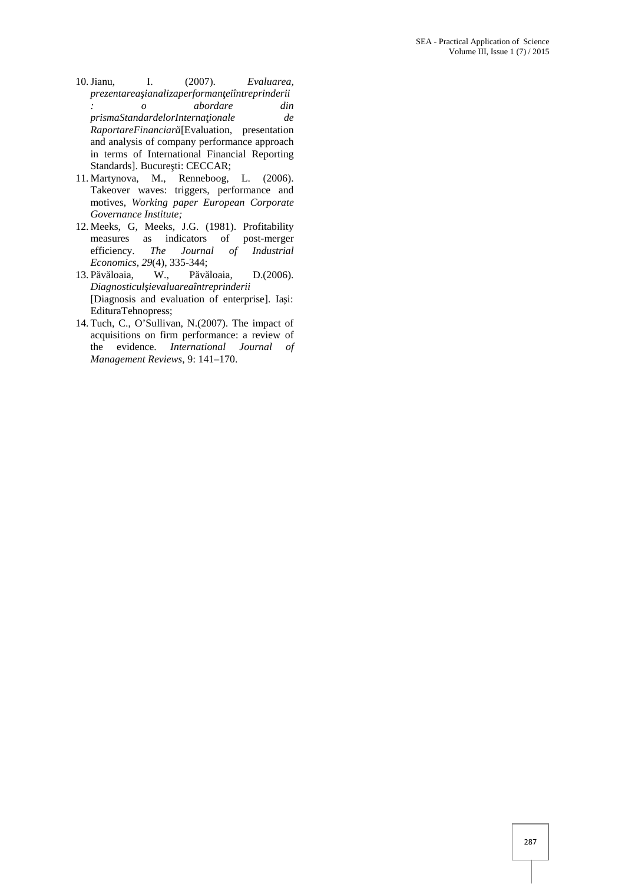10. Jianu, I. (2007). *Evaluarea, prezentareaşianalizaperformanţeiîntreprinderii : o abordare din prismaStandardelorInternaţionale de RaportareFinanciară*[Evaluation, presentation and analysis of company performance approach in terms of International Financial Reporting Standards]. Bucureşti: CECCAR;
11. Martynova, M., Renneboog, L. (2006). Takeover waves: triggers, performance and motives, *Working paper European Corporate Governance Institute;*
12. Meeks, G, Meeks, J.G. (1981). Profitability measures as indicators of post-merger efficiency. *The Journal of Industrial Economics, 29*(4), 335-344;
13. Păvăloaia, W., Păvăloaia, D.(2006). *Diagnosticulşievaluareaîntreprinderii* [Diagnosis and evaluation of enterprise]. Iași: EdituraTehnopress;
14. Tuch, C., O'Sullivan, N.(2007). The impact of acquisitions on firm performance: a review of the evidence. *International Journal of Management Reviews*, 9: 141–170.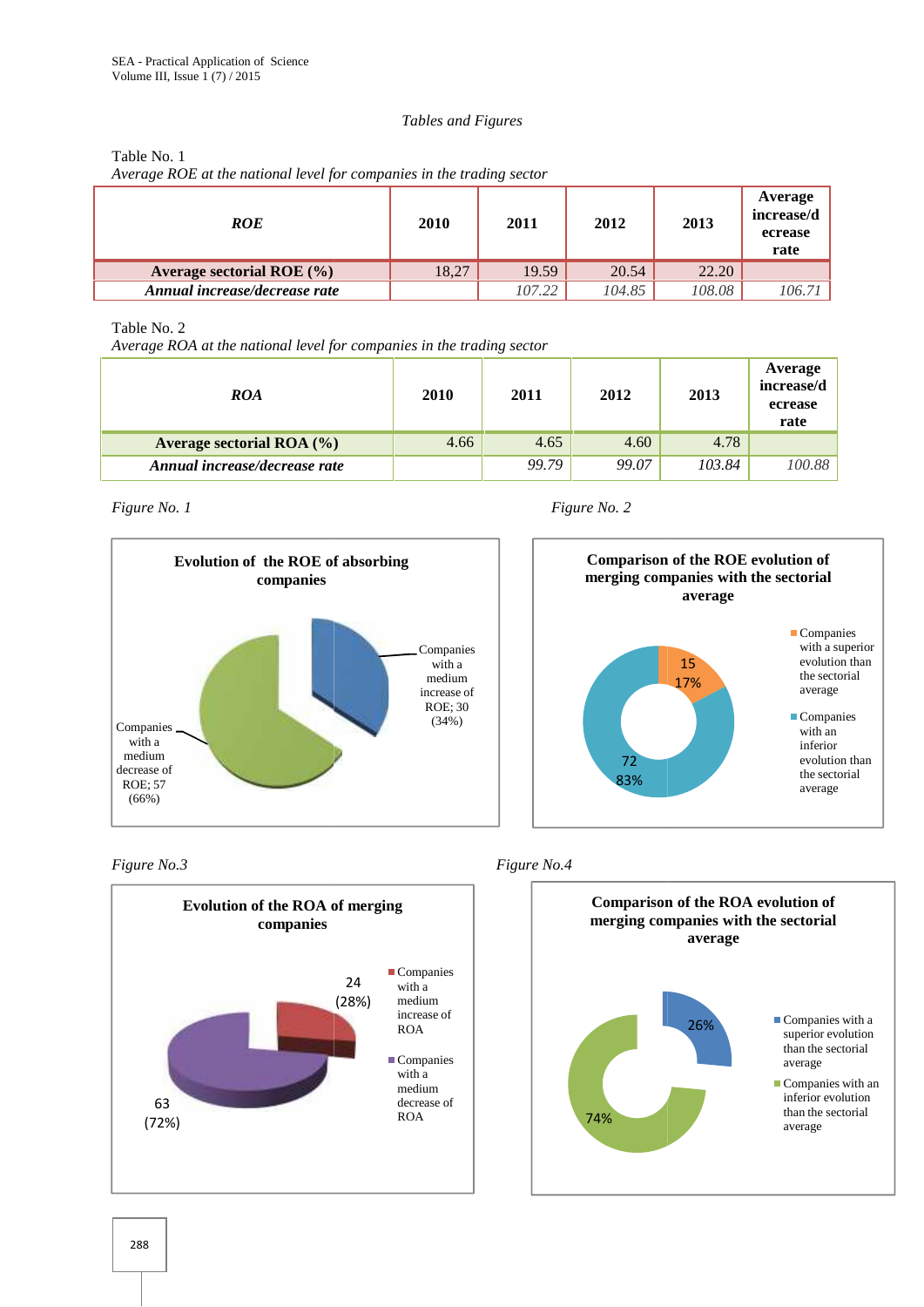*Tables and Figures*

Table No. 1

*Average ROE at the national level for companies in the trading sector*

| *ROE* | 2010 | 2011 | 2012 | 2013 | Average increase/decrease rate |
|---|---|---|---|---|---|
| **Average sectorial ROE (%)** | 18,27 | 19.59 | 20.54 | 22.20 | |
| ***Annual increase/decrease rate*** | | *107.22* | *104.85* | *108.08* | *106.71* |

Table No. 2

*Average ROA at the national level for companies in the trading sector*

| *ROA* | 2010 | 2011 | 2012 | 2013 | Average increase/decrease rate |
|---|---|---|---|---|---|
| **Average sectorial ROA (%)** | 4.66 | 4.65 | 4.60 | 4.78 | |
| ***Annual increase/decrease rate*** | | *99.79* | *99.07* | *103.84* | *100.88* |

*Figure No. 1*

**Evolution of the ROE of absorbing companies**

Companies with a medium increase of ROE; 30 (34%)

Companies with a medium decrease of ROE; 57 (66%)

*Figure No. 2*

**Comparison of the ROE evolution of merging companies with the sectorial average**

15
17%

72
83%

Companies with a superior evolution than the sectorial average

Companies with an inferior evolution than the sectorial average

*Figure No.3*

**Evolution of the ROA of merging companies**

24
(28%)

63
(72%)

Companies with a medium increase of ROA

Companies with a medium decrease of ROA

*Figure No.4*

**Comparison of the ROA evolution of merging companies with the sectorial average**

26%

74%

Companies with a superior evolution than the sectorial average

Companies with an inferior evolution than the sectorial average